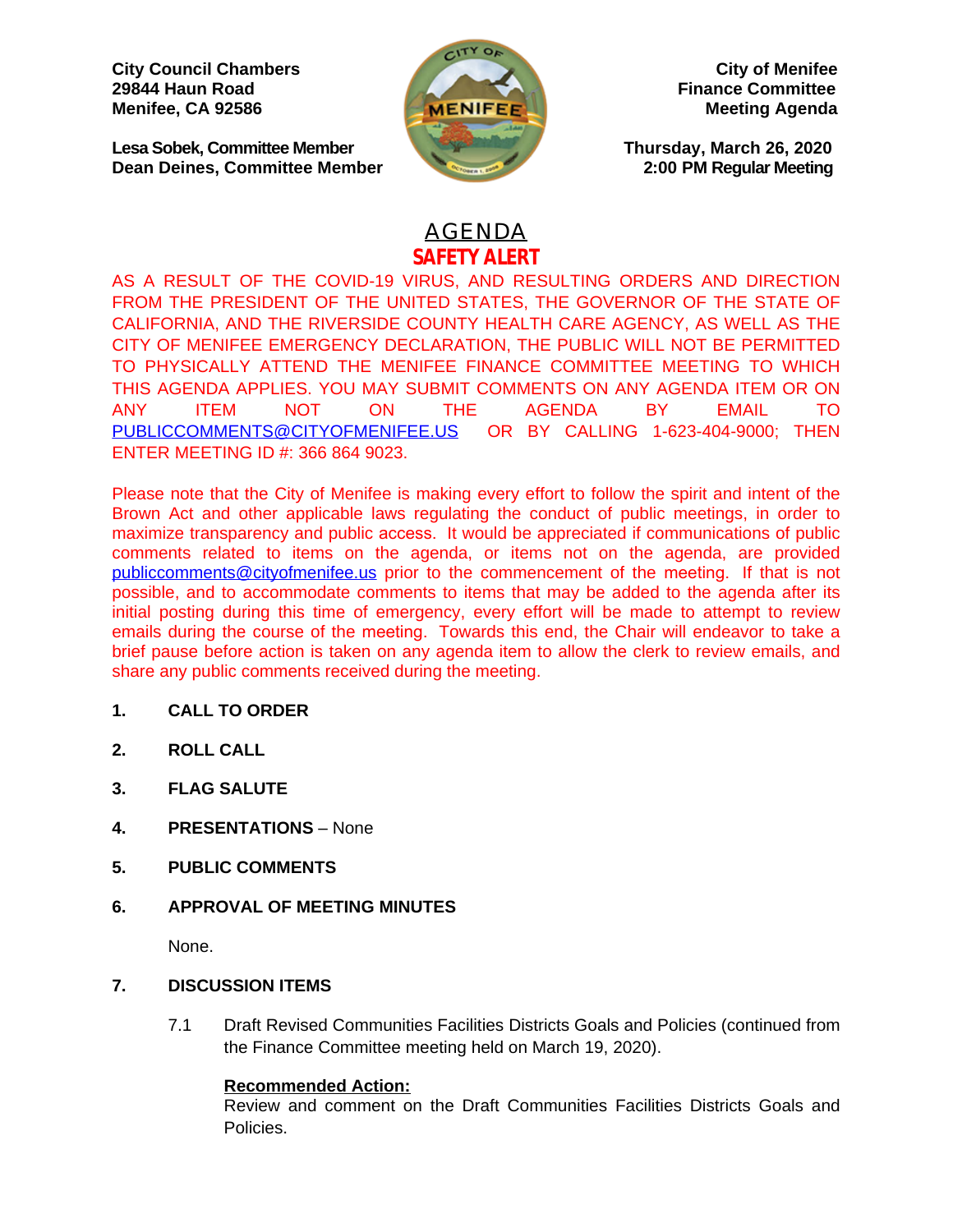**City Council Chambers**
**29844 Haun Road**
**Menifee, CA 92586**

**Lesa Sobek, Committee Member**
**Dean Deines, Committee Member**

**City of Menifee**
**Finance Committee**
**Meeting Agenda**

**Thursday, March 26, 2020**
**2:00 PM Regular Meeting**

# AGENDA

## SAFETY ALERT

AS A RESULT OF THE COVID-19 VIRUS, AND RESULTING ORDERS AND DIRECTION FROM THE PRESIDENT OF THE UNITED STATES, THE GOVERNOR OF THE STATE OF CALIFORNIA, AND THE RIVERSIDE COUNTY HEALTH CARE AGENCY, AS WELL AS THE CITY OF MENIFEE EMERGENCY DECLARATION, THE PUBLIC WILL NOT BE PERMITTED TO PHYSICALLY ATTEND THE MENIFEE FINANCE COMMITTEE MEETING TO WHICH THIS AGENDA APPLIES. YOU MAY SUBMIT COMMENTS ON ANY AGENDA ITEM OR ON ANY ITEM NOT ON THE AGENDA BY EMAIL TO PUBLICCOMMENTS@CITYOFMENIFEE.US OR BY CALLING 1-623-404-9000; THEN ENTER MEETING ID #: 366 864 9023.

Please note that the City of Menifee is making every effort to follow the spirit and intent of the Brown Act and other applicable laws regulating the conduct of public meetings, in order to maximize transparency and public access. It would be appreciated if communications of public comments related to items on the agenda, or items not on the agenda, are provided publiccomments@cityofmenifee.us prior to the commencement of the meeting. If that is not possible, and to accommodate comments to items that may be added to the agenda after its initial posting during this time of emergency, every effort will be made to attempt to review emails during the course of the meeting. Towards this end, the Chair will endeavor to take a brief pause before action is taken on any agenda item to allow the clerk to review emails, and share any public comments received during the meeting.

1. **CALL TO ORDER**

2. **ROLL CALL**

3. **FLAG SALUTE**

4. **PRESENTATIONS** – None

5. **PUBLIC COMMENTS**

6. **APPROVAL OF MEETING MINUTES**

   None.

7. **DISCUSSION ITEMS**

   7.1 Draft Revised Communities Facilities Districts Goals and Policies (continued from the Finance Committee meeting held on March 19, 2020).

   **Recommended Action:**
   Review and comment on the Draft Communities Facilities Districts Goals and Policies.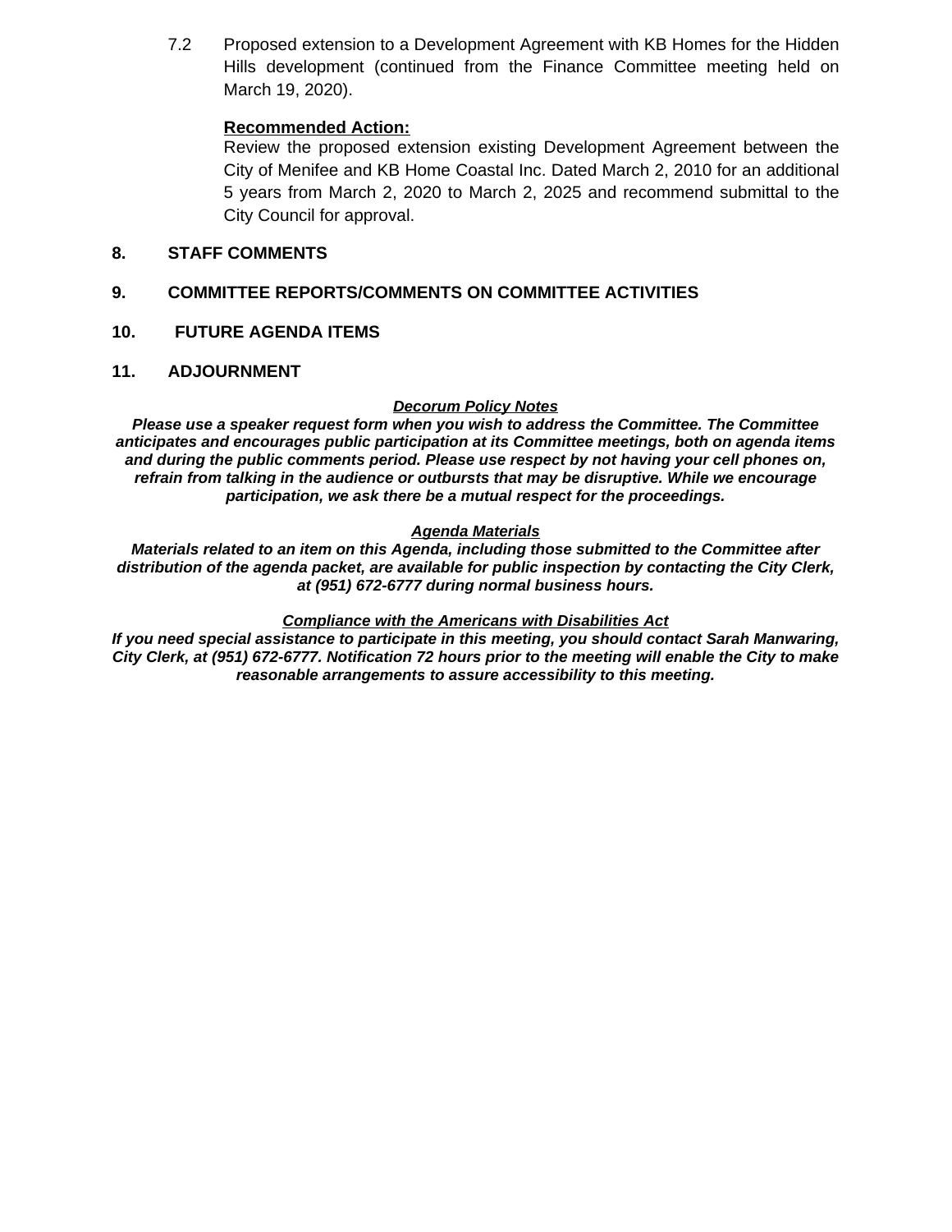7.2 Proposed extension to a Development Agreement with KB Homes for the Hidden Hills development (continued from the Finance Committee meeting held on March 19, 2020).

**Recommended Action:**

Review the proposed extension existing Development Agreement between the City of Menifee and KB Home Coastal Inc. Dated March 2, 2010 for an additional 5 years from March 2, 2020 to March 2, 2025 and recommend submittal to the City Council for approval.

## 8. STAFF COMMENTS

## 9. COMMITTEE REPORTS/COMMENTS ON COMMITTEE ACTIVITIES

## 10. FUTURE AGENDA ITEMS

## 11. ADJOURNMENT

***Decorum Policy Notes***

***Please use a speaker request form when you wish to address the Committee. The Committee anticipates and encourages public participation at its Committee meetings, both on agenda items and during the public comments period. Please use respect by not having your cell phones on, refrain from talking in the audience or outbursts that may be disruptive. While we encourage participation, we ask there be a mutual respect for the proceedings.***

***Agenda Materials***

***Materials related to an item on this Agenda, including those submitted to the Committee after distribution of the agenda packet, are available for public inspection by contacting the City Clerk, at (951) 672-6777 during normal business hours.***

***Compliance with the Americans with Disabilities Act***

***If you need special assistance to participate in this meeting, you should contact Sarah Manwaring, City Clerk, at (951) 672-6777. Notification 72 hours prior to the meeting will enable the City to make reasonable arrangements to assure accessibility to this meeting.***